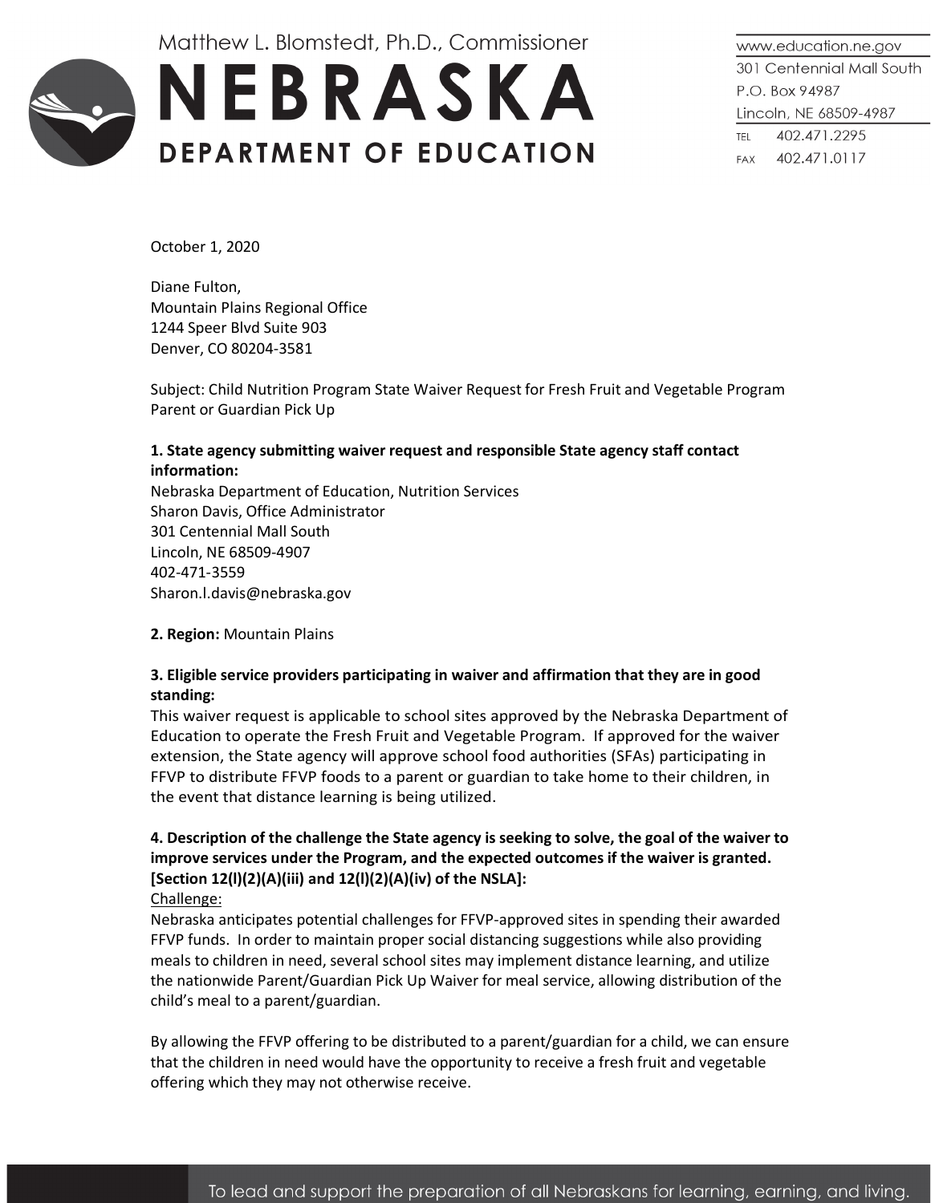Matthew L. Blomstedt, Ph.D., Commissioner

# NEBRASKA DEPARTMENT OF EDUCATION

www.education.ne.gov
301 Centennial Mall South
P.O. Box 94987
Lincoln, NE 68509-4987
TEL 402.471.2295
FAX 402.471.0117

October 1, 2020

Diane Fulton,
Mountain Plains Regional Office
1244 Speer Blvd Suite 903
Denver, CO 80204-3581

Subject: Child Nutrition Program State Waiver Request for Fresh Fruit and Vegetable Program Parent or Guardian Pick Up

**1. State agency submitting waiver request and responsible State agency staff contact information:**
Nebraska Department of Education, Nutrition Services
Sharon Davis, Office Administrator
301 Centennial Mall South
Lincoln, NE 68509-4907
402-471-3559
Sharon.l.davis@nebraska.gov

**2. Region:** Mountain Plains

**3. Eligible service providers participating in waiver and affirmation that they are in good standing:**
This waiver request is applicable to school sites approved by the Nebraska Department of Education to operate the Fresh Fruit and Vegetable Program. If approved for the waiver extension, the State agency will approve school food authorities (SFAs) participating in FFVP to distribute FFVP foods to a parent or guardian to take home to their children, in the event that distance learning is being utilized.

**4. Description of the challenge the State agency is seeking to solve, the goal of the waiver to improve services under the Program, and the expected outcomes if the waiver is granted. [Section 12(l)(2)(A)(iii) and 12(l)(2)(A)(iv) of the NSLA]:**

Challenge:
Nebraska anticipates potential challenges for FFVP-approved sites in spending their awarded FFVP funds. In order to maintain proper social distancing suggestions while also providing meals to children in need, several school sites may implement distance learning, and utilize the nationwide Parent/Guardian Pick Up Waiver for meal service, allowing distribution of the child's meal to a parent/guardian.

By allowing the FFVP offering to be distributed to a parent/guardian for a child, we can ensure that the children in need would have the opportunity to receive a fresh fruit and vegetable offering which they may not otherwise receive.

To lead and support the preparation of all Nebraskans for learning, earning, and living.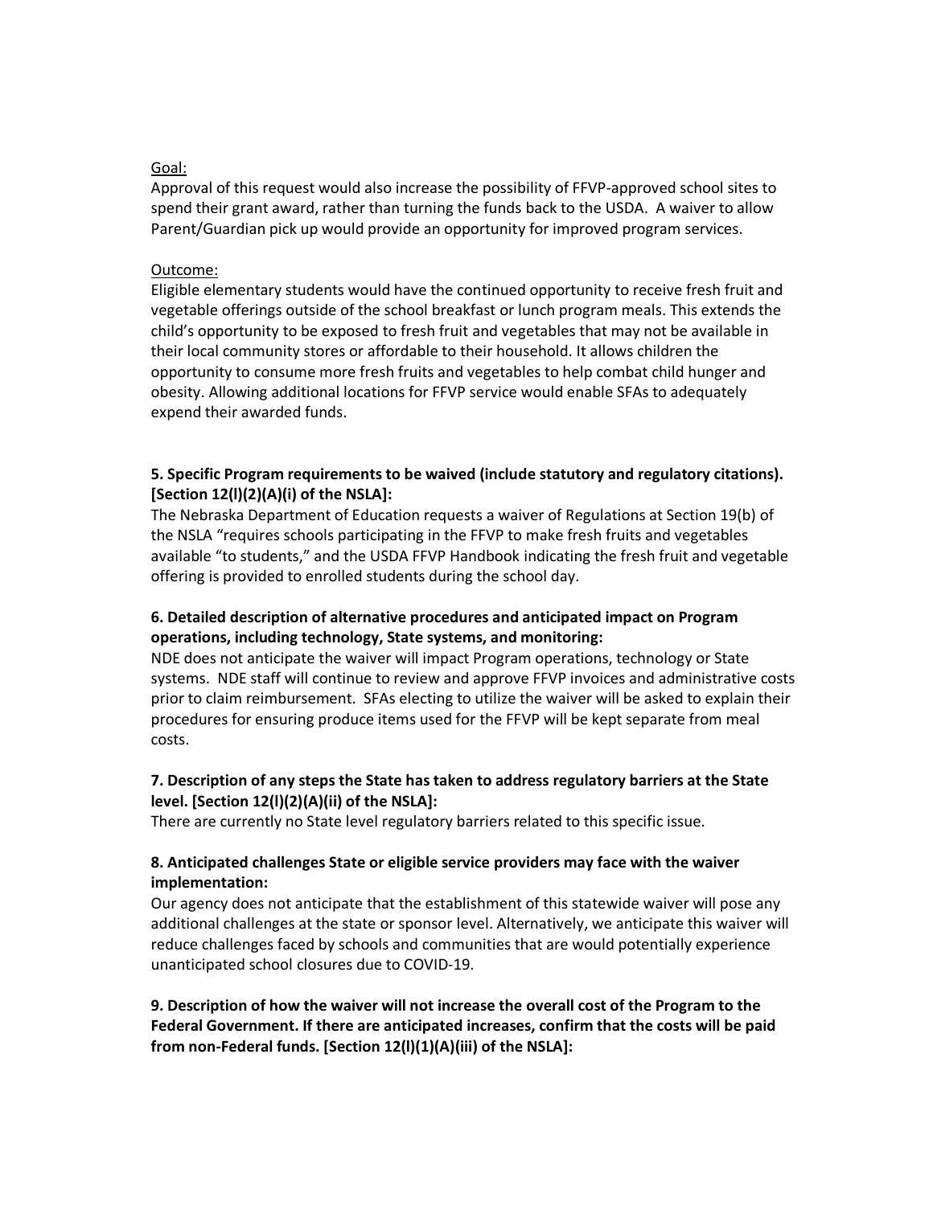Goal:

Approval of this request would also increase the possibility of FFVP-approved school sites to spend their grant award, rather than turning the funds back to the USDA. A waiver to allow Parent/Guardian pick up would provide an opportunity for improved program services.

Outcome:

Eligible elementary students would have the continued opportunity to receive fresh fruit and vegetable offerings outside of the school breakfast or lunch program meals. This extends the child's opportunity to be exposed to fresh fruit and vegetables that may not be available in their local community stores or affordable to their household. It allows children the opportunity to consume more fresh fruits and vegetables to help combat child hunger and obesity. Allowing additional locations for FFVP service would enable SFAs to adequately expend their awarded funds.

**5. Specific Program requirements to be waived (include statutory and regulatory citations). [Section 12(l)(2)(A)(i) of the NSLA]:**

The Nebraska Department of Education requests a waiver of Regulations at Section 19(b) of the NSLA "requires schools participating in the FFVP to make fresh fruits and vegetables available "to students," and the USDA FFVP Handbook indicating the fresh fruit and vegetable offering is provided to enrolled students during the school day.

**6. Detailed description of alternative procedures and anticipated impact on Program operations, including technology, State systems, and monitoring:**

NDE does not anticipate the waiver will impact Program operations, technology or State systems. NDE staff will continue to review and approve FFVP invoices and administrative costs prior to claim reimbursement. SFAs electing to utilize the waiver will be asked to explain their procedures for ensuring produce items used for the FFVP will be kept separate from meal costs.

**7. Description of any steps the State has taken to address regulatory barriers at the State level. [Section 12(l)(2)(A)(ii) of the NSLA]:**

There are currently no State level regulatory barriers related to this specific issue.

**8. Anticipated challenges State or eligible service providers may face with the waiver implementation:**

Our agency does not anticipate that the establishment of this statewide waiver will pose any additional challenges at the state or sponsor level. Alternatively, we anticipate this waiver will reduce challenges faced by schools and communities that are would potentially experience unanticipated school closures due to COVID-19.

**9. Description of how the waiver will not increase the overall cost of the Program to the Federal Government. If there are anticipated increases, confirm that the costs will be paid from non-Federal funds. [Section 12(l)(1)(A)(iii) of the NSLA]:**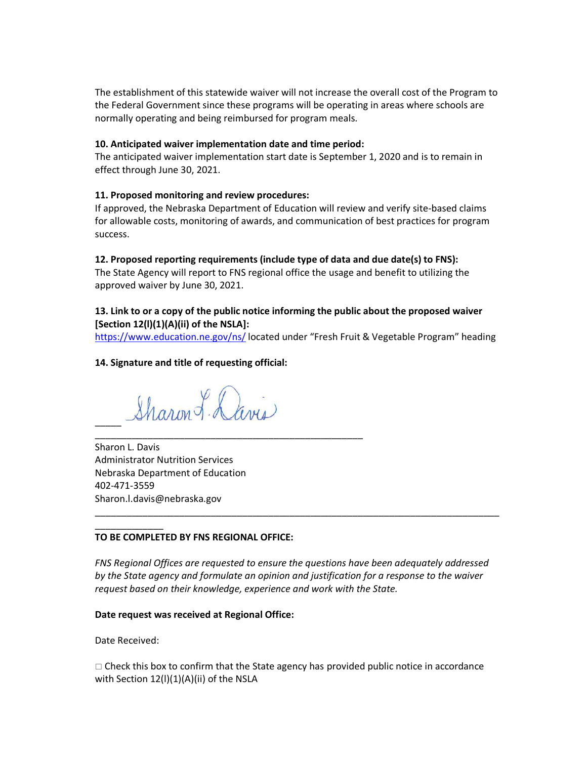The establishment of this statewide waiver will not increase the overall cost of the Program to the Federal Government since these programs will be operating in areas where schools are normally operating and being reimbursed for program meals.

**10. Anticipated waiver implementation date and time period:**

The anticipated waiver implementation start date is September 1, 2020 and is to remain in effect through June 30, 2021.

**11. Proposed monitoring and review procedures:**

If approved, the Nebraska Department of Education will review and verify site-based claims for allowable costs, monitoring of awards, and communication of best practices for program success.

**12. Proposed reporting requirements (include type of data and due date(s) to FNS):**

The State Agency will report to FNS regional office the usage and benefit to utilizing the approved waiver by June 30, 2021.

**13. Link to or a copy of the public notice informing the public about the proposed waiver [Section 12(l)(1)(A)(ii) of the NSLA]:**

https://www.education.ne.gov/ns/ located under "Fresh Fruit & Vegetable Program" heading

**14. Signature and title of requesting official:**

Sharon L. Davis

\_\_\_\_\_\_\_\_\_\_\_\_\_\_\_\_\_\_\_\_\_\_\_\_\_\_\_\_\_\_\_\_\_\_\_\_\_\_\_\_\_\_\_\_\_\_\_\_\_\_\_\_

Sharon L. Davis
Administrator Nutrition Services
Nebraska Department of Education
402-471-3559
Sharon.l.davis@nebraska.gov

---

**TO BE COMPLETED BY FNS REGIONAL OFFICE:**

*FNS Regional Offices are requested to ensure the questions have been adequately addressed by the State agency and formulate an opinion and justification for a response to the waiver request based on their knowledge, experience and work with the State.*

**Date request was received at Regional Office:**

Date Received:

□ Check this box to confirm that the State agency has provided public notice in accordance with Section 12(l)(1)(A)(ii) of the NSLA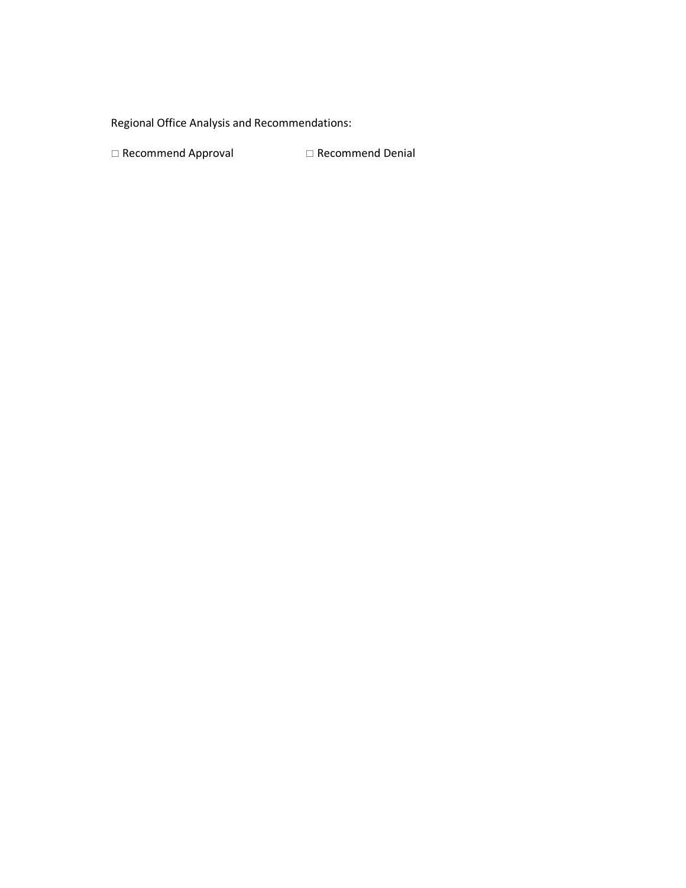Regional Office Analysis and Recommendations:

□ Recommend Approval □ Recommend Denial